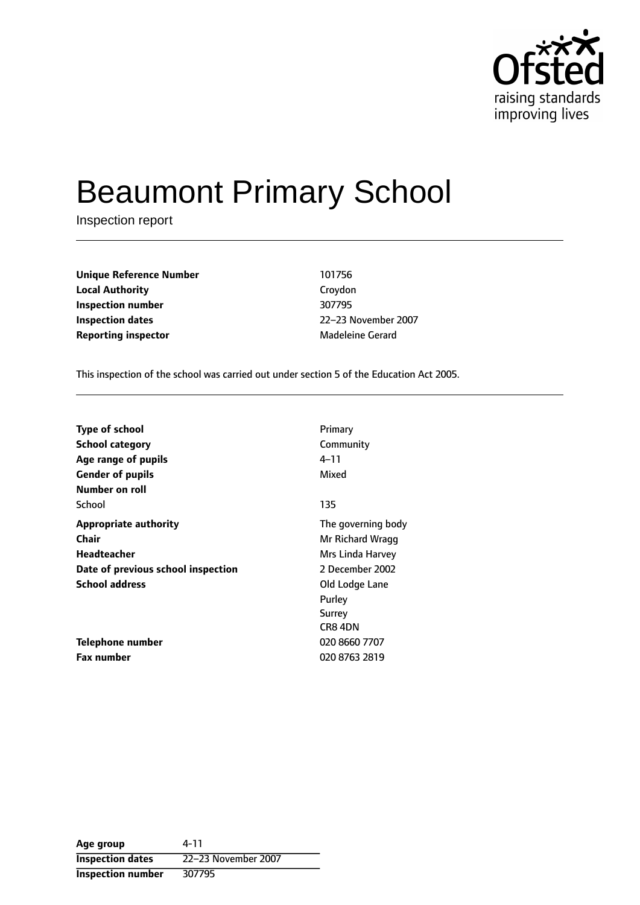Ofsted
raising standards
improving lives

# Beaumont Primary School

Inspection report

| | |
|---|---|
| **Unique Reference Number** | 101756 |
| **Local Authority** | Croydon |
| **Inspection number** | 307795 |
| **Inspection dates** | 22–23 November 2007 |
| **Reporting inspector** | Madeleine Gerard |

This inspection of the school was carried out under section 5 of the Education Act 2005.

| | |
|---|---|
| **Type of school** | Primary |
| **School category** | Community |
| **Age range of pupils** | 4–11 |
| **Gender of pupils** | Mixed |
| **Number on roll** | |
| School | 135 |
| **Appropriate authority** | The governing body |
| **Chair** | Mr Richard Wragg |
| **Headteacher** | Mrs Linda Harvey |
| **Date of previous school inspection** | 2 December 2002 |
| **School address** | Old Lodge Lane<br>Purley<br>Surrey<br>CR8 4DN |
| **Telephone number** | 020 8660 7707 |
| **Fax number** | 020 8763 2819 |

| | |
|---|---|
| **Age group** | 4-11 |
| **Inspection dates** | 22–23 November 2007 |
| **Inspection number** | 307795 |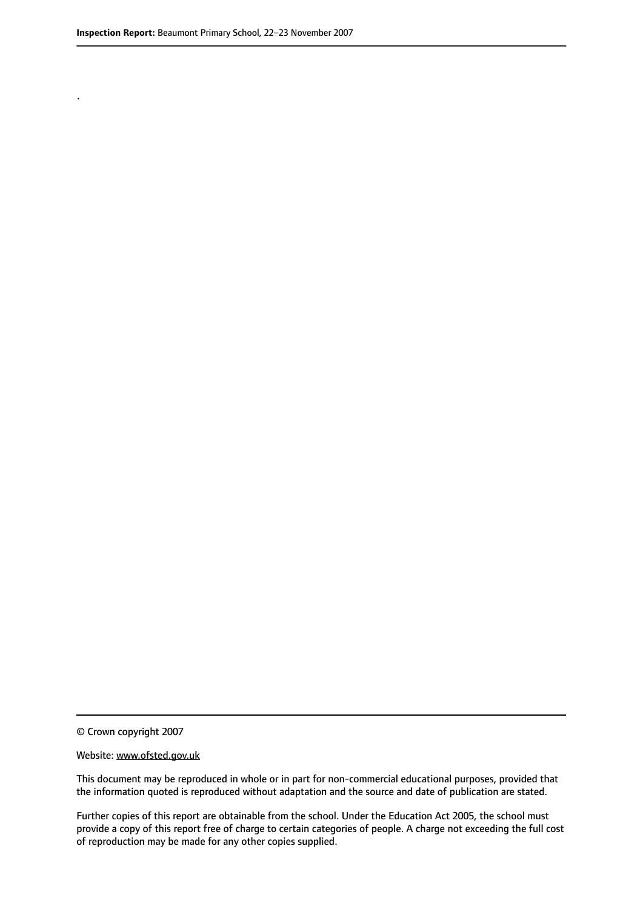.

© Crown copyright 2007

Website: www.ofsted.gov.uk

This document may be reproduced in whole or in part for non-commercial educational purposes, provided that the information quoted is reproduced without adaptation and the source and date of publication are stated.

Further copies of this report are obtainable from the school. Under the Education Act 2005, the school must provide a copy of this report free of charge to certain categories of people. A charge not exceeding the full cost of reproduction may be made for any other copies supplied.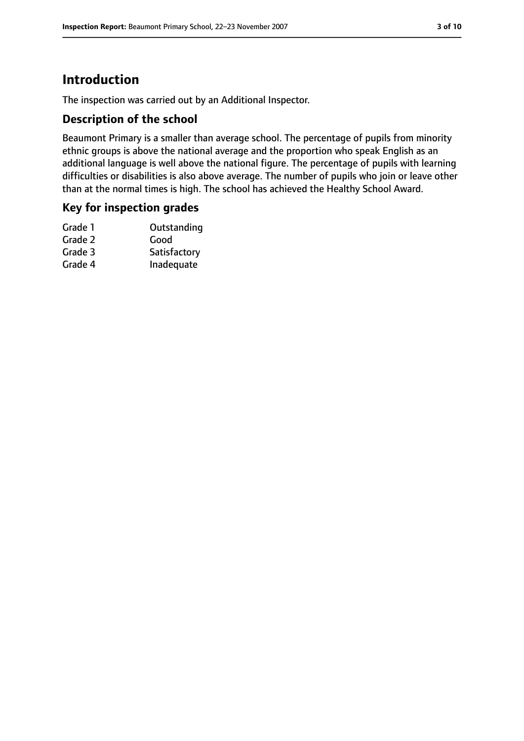# Introduction

The inspection was carried out by an Additional Inspector.

## Description of the school

Beaumont Primary is a smaller than average school. The percentage of pupils from minority ethnic groups is above the national average and the proportion who speak English as an additional language is well above the national figure. The percentage of pupils with learning difficulties or disabilities is also above average. The number of pupils who join or leave other than at the normal times is high. The school has achieved the Healthy School Award.

## Key for inspection grades

| | |
|---|---|
| Grade 1 | Outstanding |
| Grade 2 | Good |
| Grade 3 | Satisfactory |
| Grade 4 | Inadequate |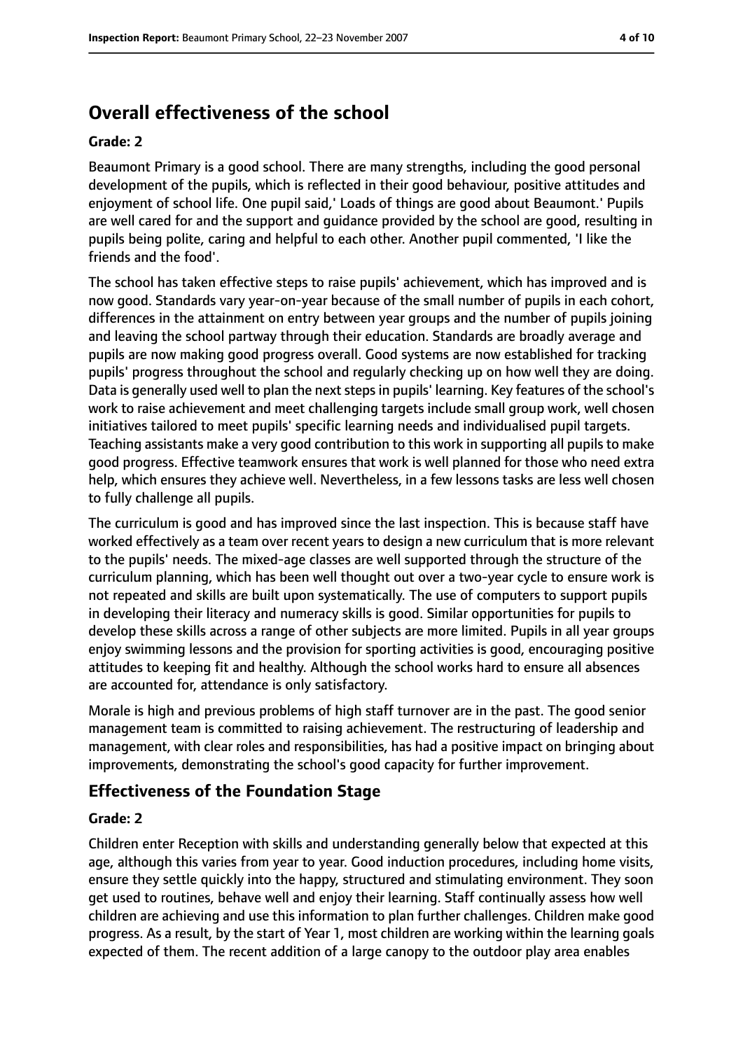## Overall effectiveness of the school

**Grade: 2**

Beaumont Primary is a good school. There are many strengths, including the good personal development of the pupils, which is reflected in their good behaviour, positive attitudes and enjoyment of school life. One pupil said,' Loads of things are good about Beaumont.' Pupils are well cared for and the support and guidance provided by the school are good, resulting in pupils being polite, caring and helpful to each other. Another pupil commented, 'I like the friends and the food'.

The school has taken effective steps to raise pupils' achievement, which has improved and is now good. Standards vary year-on-year because of the small number of pupils in each cohort, differences in the attainment on entry between year groups and the number of pupils joining and leaving the school partway through their education. Standards are broadly average and pupils are now making good progress overall. Good systems are now established for tracking pupils' progress throughout the school and regularly checking up on how well they are doing. Data is generally used well to plan the next steps in pupils' learning. Key features of the school's work to raise achievement and meet challenging targets include small group work, well chosen initiatives tailored to meet pupils' specific learning needs and individualised pupil targets. Teaching assistants make a very good contribution to this work in supporting all pupils to make good progress. Effective teamwork ensures that work is well planned for those who need extra help, which ensures they achieve well. Nevertheless, in a few lessons tasks are less well chosen to fully challenge all pupils.

The curriculum is good and has improved since the last inspection. This is because staff have worked effectively as a team over recent years to design a new curriculum that is more relevant to the pupils' needs. The mixed-age classes are well supported through the structure of the curriculum planning, which has been well thought out over a two-year cycle to ensure work is not repeated and skills are built upon systematically. The use of computers to support pupils in developing their literacy and numeracy skills is good. Similar opportunities for pupils to develop these skills across a range of other subjects are more limited. Pupils in all year groups enjoy swimming lessons and the provision for sporting activities is good, encouraging positive attitudes to keeping fit and healthy. Although the school works hard to ensure all absences are accounted for, attendance is only satisfactory.

Morale is high and previous problems of high staff turnover are in the past. The good senior management team is committed to raising achievement. The restructuring of leadership and management, with clear roles and responsibilities, has had a positive impact on bringing about improvements, demonstrating the school's good capacity for further improvement.

## Effectiveness of the Foundation Stage

**Grade: 2**

Children enter Reception with skills and understanding generally below that expected at this age, although this varies from year to year. Good induction procedures, including home visits, ensure they settle quickly into the happy, structured and stimulating environment. They soon get used to routines, behave well and enjoy their learning. Staff continually assess how well children are achieving and use this information to plan further challenges. Children make good progress. As a result, by the start of Year 1, most children are working within the learning goals expected of them. The recent addition of a large canopy to the outdoor play area enables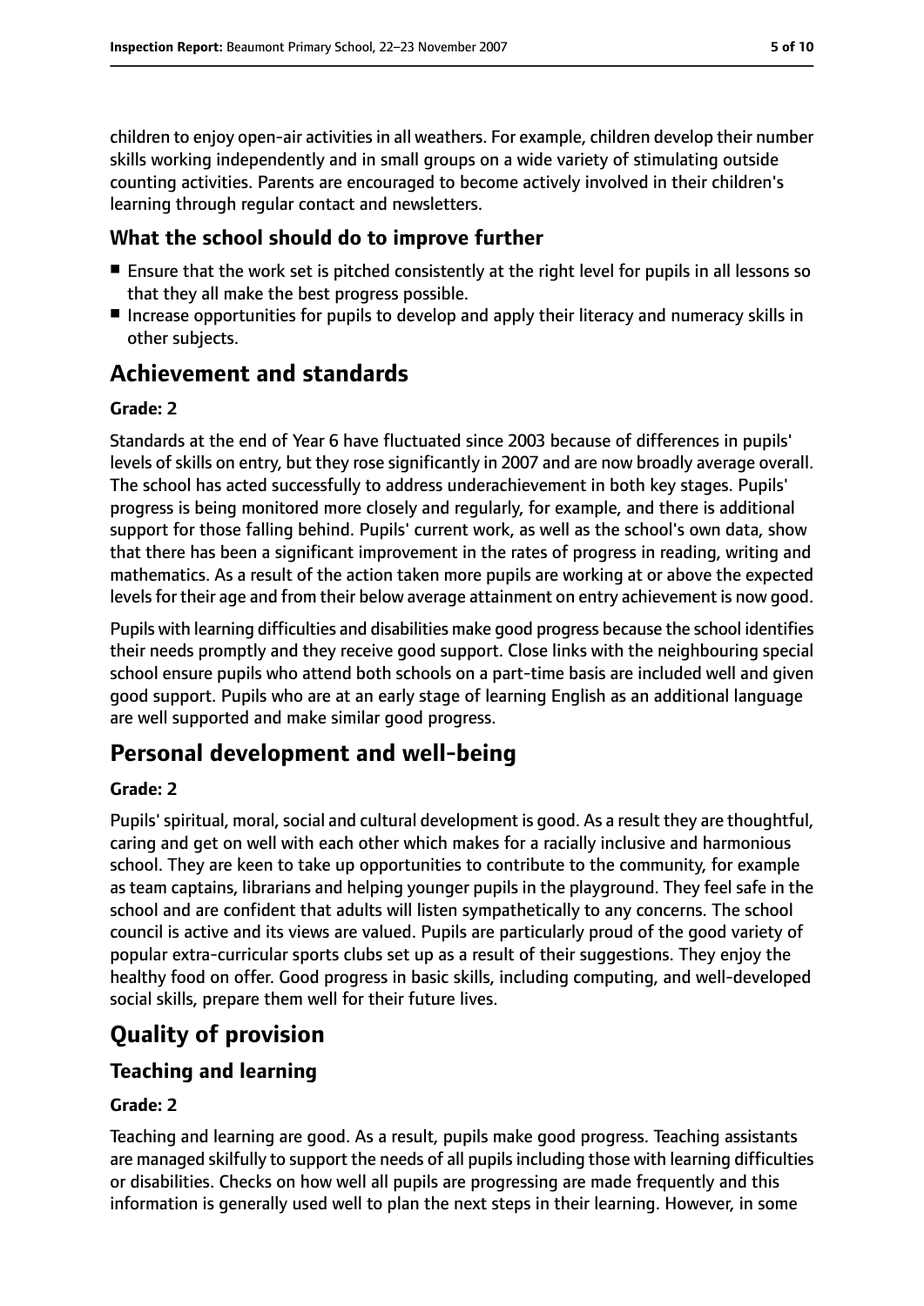children to enjoy open-air activities in all weathers. For example, children develop their number skills working independently and in small groups on a wide variety of stimulating outside counting activities. Parents are encouraged to become actively involved in their children's learning through regular contact and newsletters.

### What the school should do to improve further

- Ensure that the work set is pitched consistently at the right level for pupils in all lessons so that they all make the best progress possible.
- Increase opportunities for pupils to develop and apply their literacy and numeracy skills in other subjects.

## Achievement and standards

**Grade: 2**

Standards at the end of Year 6 have fluctuated since 2003 because of differences in pupils' levels of skills on entry, but they rose significantly in 2007 and are now broadly average overall. The school has acted successfully to address underachievement in both key stages. Pupils' progress is being monitored more closely and regularly, for example, and there is additional support for those falling behind. Pupils' current work, as well as the school's own data, show that there has been a significant improvement in the rates of progress in reading, writing and mathematics. As a result of the action taken more pupils are working at or above the expected levels for their age and from their below average attainment on entry achievement is now good.

Pupils with learning difficulties and disabilities make good progress because the school identifies their needs promptly and they receive good support. Close links with the neighbouring special school ensure pupils who attend both schools on a part-time basis are included well and given good support. Pupils who are at an early stage of learning English as an additional language are well supported and make similar good progress.

## Personal development and well-being

**Grade: 2**

Pupils' spiritual, moral, social and cultural development is good. As a result they are thoughtful, caring and get on well with each other which makes for a racially inclusive and harmonious school. They are keen to take up opportunities to contribute to the community, for example as team captains, librarians and helping younger pupils in the playground. They feel safe in the school and are confident that adults will listen sympathetically to any concerns. The school council is active and its views are valued. Pupils are particularly proud of the good variety of popular extra-curricular sports clubs set up as a result of their suggestions. They enjoy the healthy food on offer. Good progress in basic skills, including computing, and well-developed social skills, prepare them well for their future lives.

## Quality of provision

### Teaching and learning

**Grade: 2**

Teaching and learning are good. As a result, pupils make good progress. Teaching assistants are managed skilfully to support the needs of all pupils including those with learning difficulties or disabilities. Checks on how well all pupils are progressing are made frequently and this information is generally used well to plan the next steps in their learning. However, in some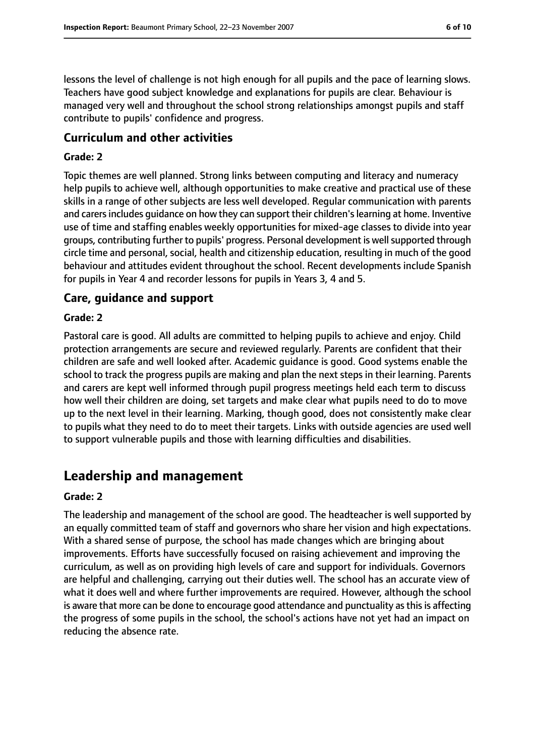lessons the level of challenge is not high enough for all pupils and the pace of learning slows. Teachers have good subject knowledge and explanations for pupils are clear. Behaviour is managed very well and throughout the school strong relationships amongst pupils and staff contribute to pupils' confidence and progress.

### Curriculum and other activities

#### Grade: 2

Topic themes are well planned. Strong links between computing and literacy and numeracy help pupils to achieve well, although opportunities to make creative and practical use of these skills in a range of other subjects are less well developed. Regular communication with parents and carers includes guidance on how they can support their children's learning at home. Inventive use of time and staffing enables weekly opportunities for mixed-age classes to divide into year groups, contributing further to pupils' progress. Personal development is well supported through circle time and personal, social, health and citizenship education, resulting in much of the good behaviour and attitudes evident throughout the school. Recent developments include Spanish for pupils in Year 4 and recorder lessons for pupils in Years 3, 4 and 5.

### Care, guidance and support

#### Grade: 2

Pastoral care is good. All adults are committed to helping pupils to achieve and enjoy. Child protection arrangements are secure and reviewed regularly. Parents are confident that their children are safe and well looked after. Academic guidance is good. Good systems enable the school to track the progress pupils are making and plan the next steps in their learning. Parents and carers are kept well informed through pupil progress meetings held each term to discuss how well their children are doing, set targets and make clear what pupils need to do to move up to the next level in their learning. Marking, though good, does not consistently make clear to pupils what they need to do to meet their targets. Links with outside agencies are used well to support vulnerable pupils and those with learning difficulties and disabilities.

## Leadership and management

#### Grade: 2

The leadership and management of the school are good. The headteacher is well supported by an equally committed team of staff and governors who share her vision and high expectations. With a shared sense of purpose, the school has made changes which are bringing about improvements. Efforts have successfully focused on raising achievement and improving the curriculum, as well as on providing high levels of care and support for individuals. Governors are helpful and challenging, carrying out their duties well. The school has an accurate view of what it does well and where further improvements are required. However, although the school is aware that more can be done to encourage good attendance and punctuality as this is affecting the progress of some pupils in the school, the school's actions have not yet had an impact on reducing the absence rate.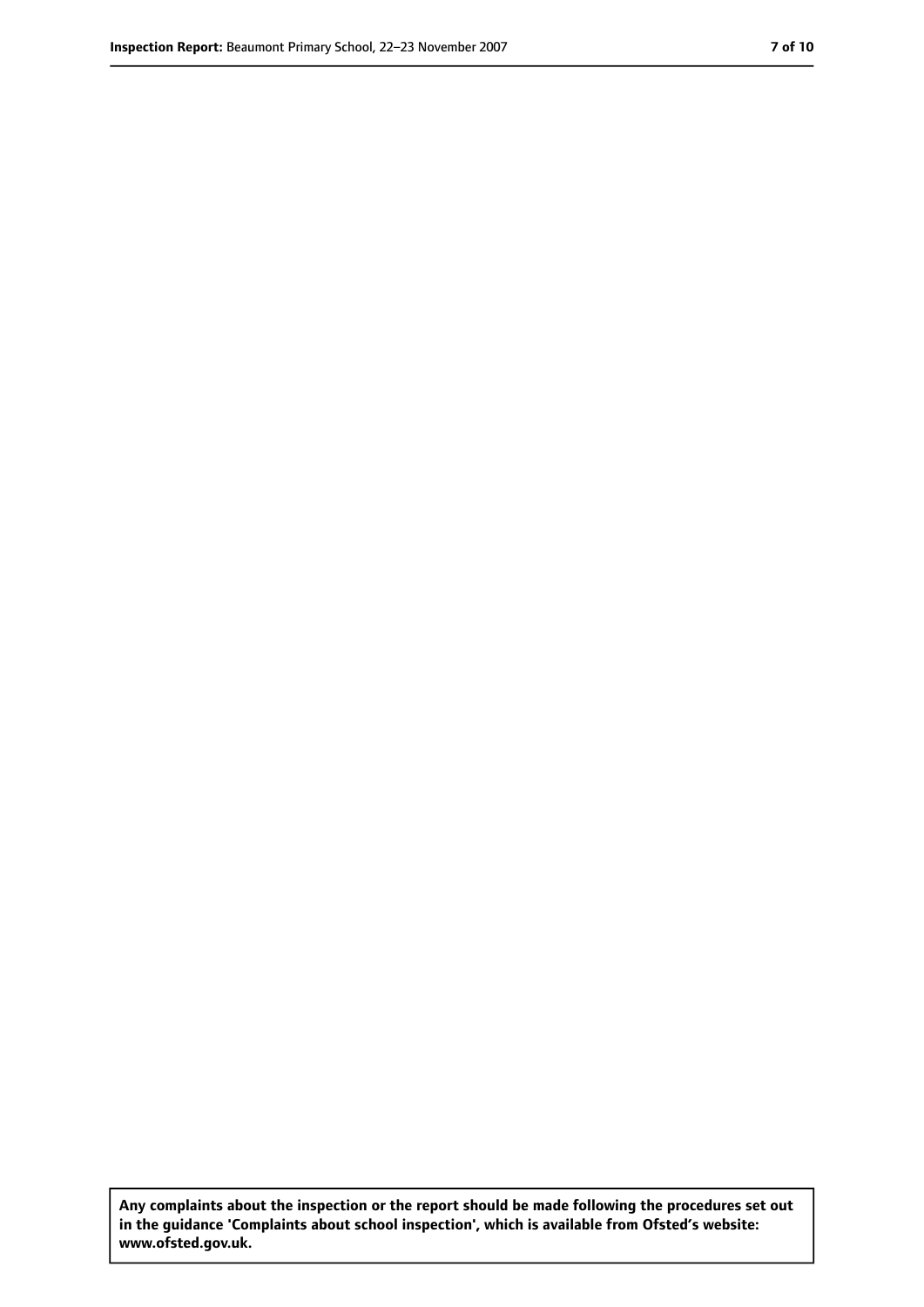**Any complaints about the inspection or the report should be made following the procedures set out in the guidance 'Complaints about school inspection', which is available from Ofsted's website: www.ofsted.gov.uk.**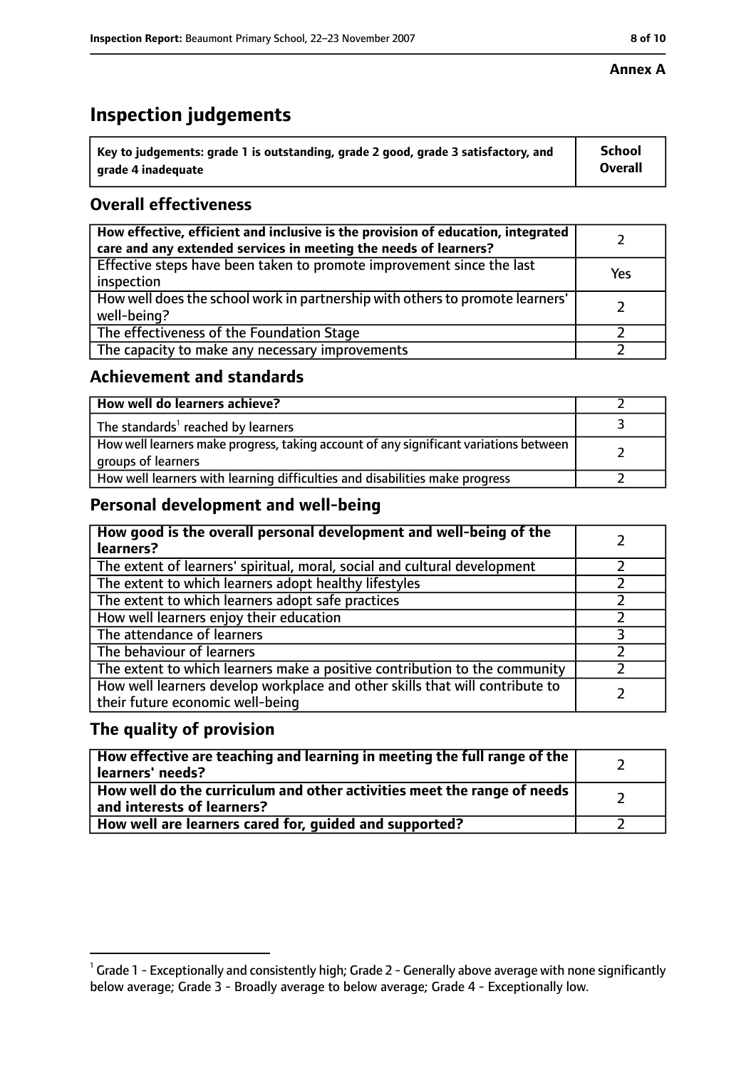**Annex A**

# Inspection judgements

| Key to judgements: grade 1 is outstanding, grade 2 good, grade 3 satisfactory, and grade 4 inadequate | School Overall |
|---|---|

## Overall effectiveness

| | |
|---|---|
| How effective, efficient and inclusive is the provision of education, integrated care and any extended services in meeting the needs of learners? | 2 |
| Effective steps have been taken to promote improvement since the last inspection | Yes |
| How well does the school work in partnership with others to promote learners' well-being? | 2 |
| The effectiveness of the Foundation Stage | 2 |
| The capacity to make any necessary improvements | 2 |

## Achievement and standards

| | |
|---|---|
| How well do learners achieve? | 2 |
| The standards[1] reached by learners | 3 |
| How well learners make progress, taking account of any significant variations between groups of learners | 2 |
| How well learners with learning difficulties and disabilities make progress | 2 |

## Personal development and well-being

| | |
|---|---|
| How good is the overall personal development and well-being of the learners? | 2 |
| The extent of learners' spiritual, moral, social and cultural development | 2 |
| The extent to which learners adopt healthy lifestyles | 2 |
| The extent to which learners adopt safe practices | 2 |
| How well learners enjoy their education | 2 |
| The attendance of learners | 3 |
| The behaviour of learners | 2 |
| The extent to which learners make a positive contribution to the community | 2 |
| How well learners develop workplace and other skills that will contribute to their future economic well-being | 2 |

## The quality of provision

| | |
|---|---|
| How effective are teaching and learning in meeting the full range of the learners' needs? | 2 |
| How well do the curriculum and other activities meet the range of needs and interests of learners? | 2 |
| How well are learners cared for, guided and supported? | 2 |

[1] Grade 1 - Exceptionally and consistently high; Grade 2 - Generally above average with none significantly below average; Grade 3 - Broadly average to below average; Grade 4 - Exceptionally low.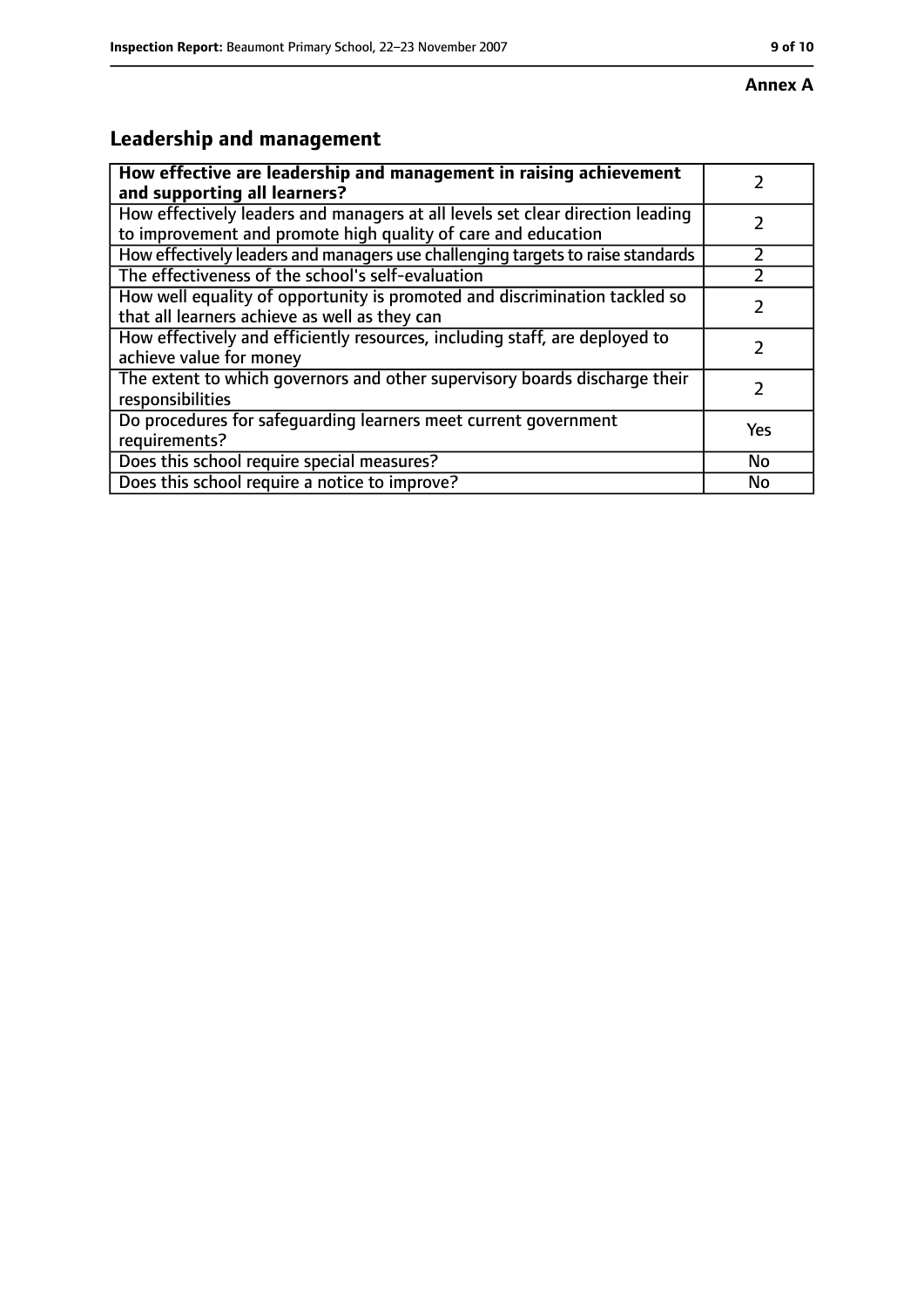**Annex A**

## Leadership and management

| **How effective are leadership and management in raising achievement and supporting all learners?** | 2 |
|---|---|
| How effectively leaders and managers at all levels set clear direction leading to improvement and promote high quality of care and education | 2 |
| How effectively leaders and managers use challenging targets to raise standards | 2 |
| The effectiveness of the school's self-evaluation | 2 |
| How well equality of opportunity is promoted and discrimination tackled so that all learners achieve as well as they can | 2 |
| How effectively and efficiently resources, including staff, are deployed to achieve value for money | 2 |
| The extent to which governors and other supervisory boards discharge their responsibilities | 2 |
| Do procedures for safeguarding learners meet current government requirements? | Yes |
| Does this school require special measures? | No |
| Does this school require a notice to improve? | No |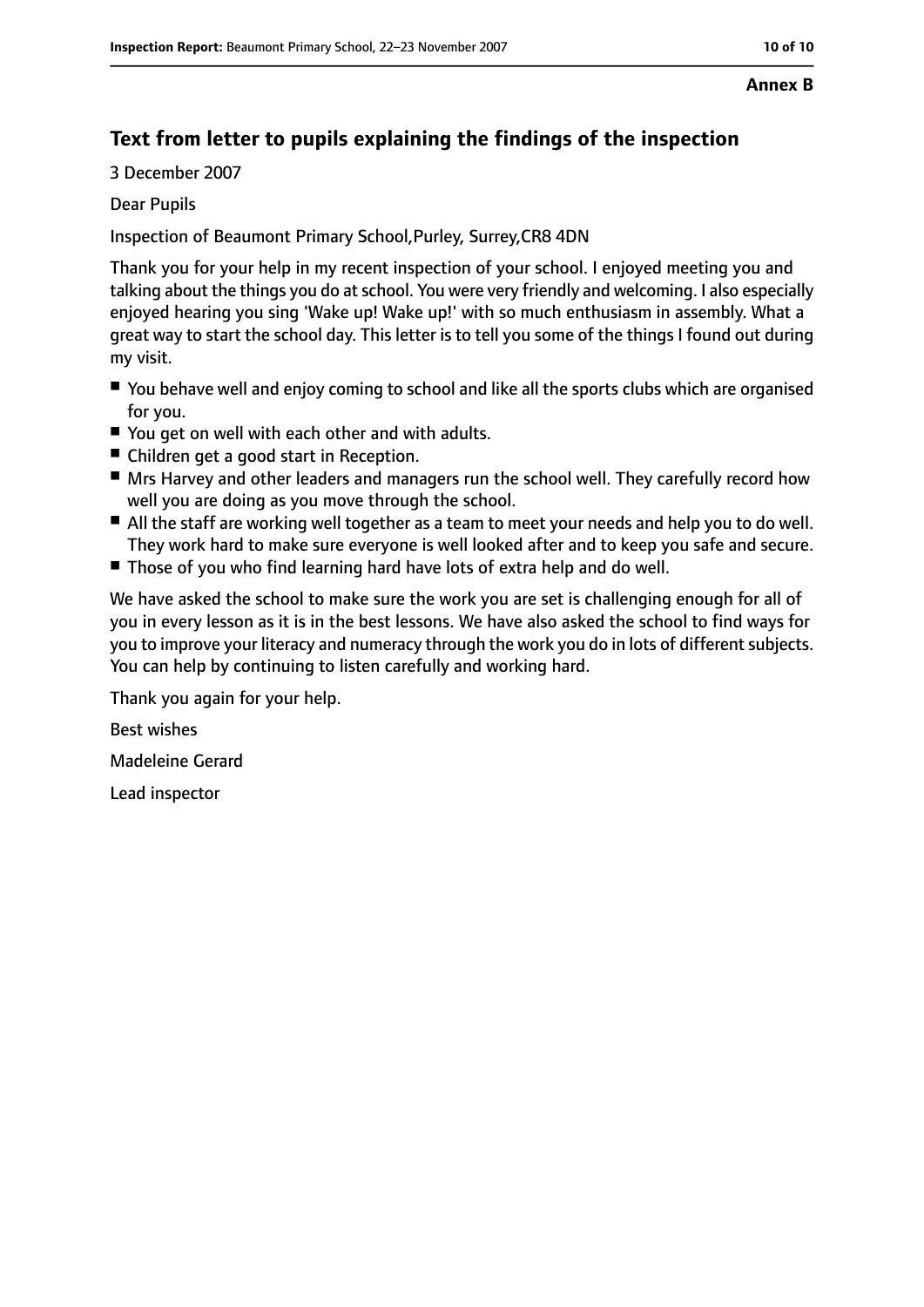**Annex B**

## Text from letter to pupils explaining the findings of the inspection

3 December 2007

Dear Pupils

Inspection of Beaumont Primary School,Purley, Surrey,CR8 4DN

Thank you for your help in my recent inspection of your school. I enjoyed meeting you and talking about the things you do at school. You were very friendly and welcoming. I also especially enjoyed hearing you sing 'Wake up! Wake up!' with so much enthusiasm in assembly. What a great way to start the school day. This letter is to tell you some of the things I found out during my visit.

- You behave well and enjoy coming to school and like all the sports clubs which are organised for you.
- You get on well with each other and with adults.
- Children get a good start in Reception.
- Mrs Harvey and other leaders and managers run the school well. They carefully record how well you are doing as you move through the school.
- All the staff are working well together as a team to meet your needs and help you to do well. They work hard to make sure everyone is well looked after and to keep you safe and secure.
- Those of you who find learning hard have lots of extra help and do well.

We have asked the school to make sure the work you are set is challenging enough for all of you in every lesson as it is in the best lessons. We have also asked the school to find ways for you to improve your literacy and numeracy through the work you do in lots of different subjects. You can help by continuing to listen carefully and working hard.

Thank you again for your help.

Best wishes

Madeleine Gerard

Lead inspector